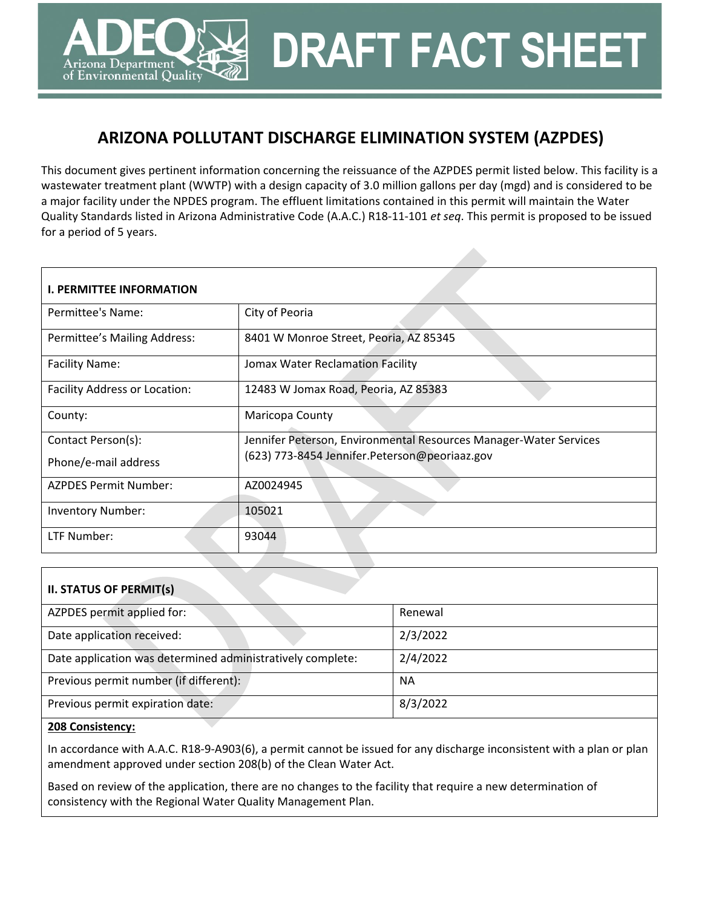# DRAFT FACT SHEET

## ARIZONA POLLUTANT DISCHARGE ELIMINATION SYSTEM (AZPDES)

This document gives pertinent information concerning the reissuance of the AZPDES permit listed below. This facility is a wastewater treatment plant (WWTP) with a design capacity of 3.0 million gallons per day (mgd) and is considered to be a major facility under the NPDES program. The effluent limitations contained in this permit will maintain the Water Quality Standards listed in Arizona Administrative Code (A.A.C.) R18-11-101 *et seq*. This permit is proposed to be issued for a period of 5 years.

| **I. PERMITTEE INFORMATION** | |
|---|---|
| Permittee's Name: | City of Peoria |
| Permittee's Mailing Address: | 8401 W Monroe Street, Peoria, AZ 85345 |
| Facility Name: | Jomax Water Reclamation Facility |
| Facility Address or Location: | 12483 W Jomax Road, Peoria, AZ 85383 |
| County: | Maricopa County |
| Contact Person(s):<br>Phone/e-mail address | Jennifer Peterson, Environmental Resources Manager-Water Services<br>(623) 773-8454 Jennifer.Peterson@peoriaaz.gov |
| AZPDES Permit Number: | AZ0024945 |
| Inventory Number: | 105021 |
| LTF Number: | 93044 |

| **II. STATUS OF PERMIT(s)** | |
|---|---|
| AZPDES permit applied for: | Renewal |
| Date application received: | 2/3/2022 |
| Date application was determined administratively complete: | 2/4/2022 |
| Previous permit number (if different): | NA |
| Previous permit expiration date: | 8/3/2022 |

**208 Consistency:**

In accordance with A.A.C. R18-9-A903(6), a permit cannot be issued for any discharge inconsistent with a plan or plan amendment approved under section 208(b) of the Clean Water Act.

Based on review of the application, there are no changes to the facility that require a new determination of consistency with the Regional Water Quality Management Plan.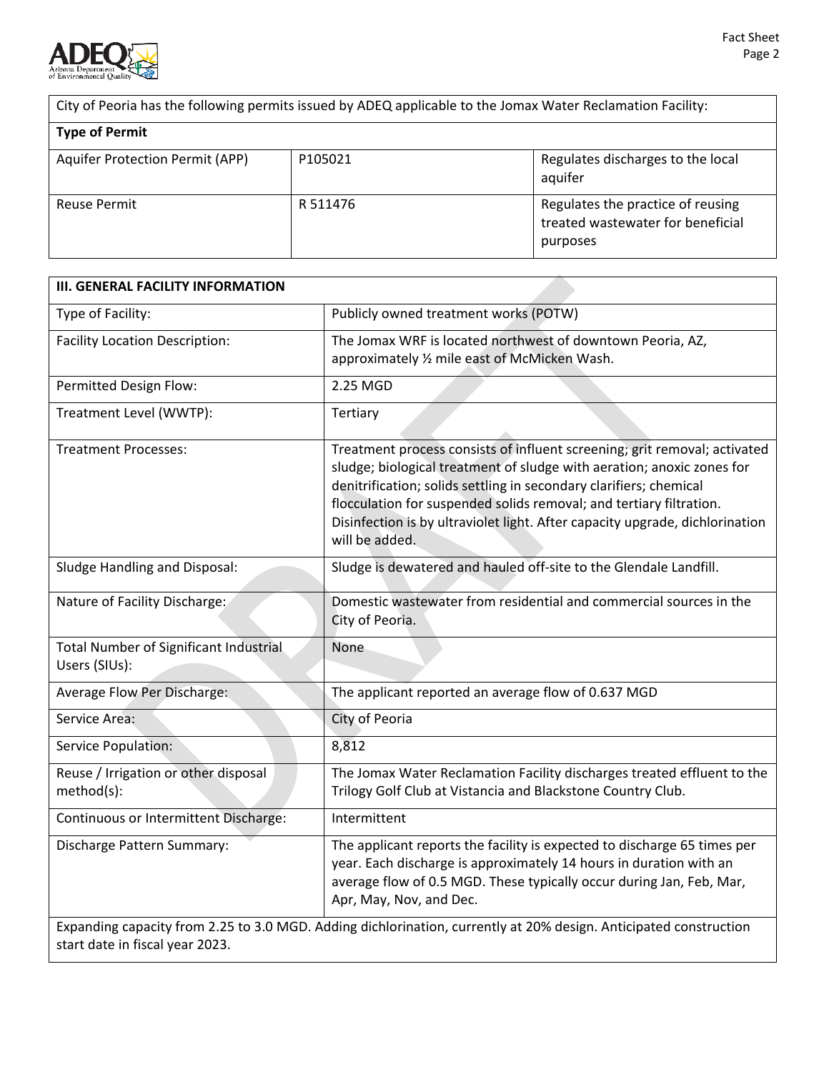| City of Peoria has the following permits issued by ADEQ applicable to the Jomax Water Reclamation Facility: | | |
|---|---|---|
| **Type of Permit** | | |
| Aquifer Protection Permit (APP) | P105021 | Regulates discharges to the local aquifer |
| Reuse Permit | R 511476 | Regulates the practice of reusing treated wastewater for beneficial purposes |

| **III. GENERAL FACILITY INFORMATION** | |
|---|---|
| Type of Facility: | Publicly owned treatment works (POTW) |
| Facility Location Description: | The Jomax WRF is located northwest of downtown Peoria, AZ, approximately ½ mile east of McMicken Wash. |
| Permitted Design Flow: | 2.25 MGD |
| Treatment Level (WWTP): | Tertiary |
| Treatment Processes: | Treatment process consists of influent screening; grit removal; activated sludge; biological treatment of sludge with aeration; anoxic zones for denitrification; solids settling in secondary clarifiers; chemical flocculation for suspended solids removal; and tertiary filtration. Disinfection is by ultraviolet light. After capacity upgrade, dichlorination will be added. |
| Sludge Handling and Disposal: | Sludge is dewatered and hauled off-site to the Glendale Landfill. |
| Nature of Facility Discharge: | Domestic wastewater from residential and commercial sources in the City of Peoria. |
| Total Number of Significant Industrial Users (SIUs): | None |
| Average Flow Per Discharge: | The applicant reported an average flow of 0.637 MGD |
| Service Area: | City of Peoria |
| Service Population: | 8,812 |
| Reuse / Irrigation or other disposal method(s): | The Jomax Water Reclamation Facility discharges treated effluent to the Trilogy Golf Club at Vistancia and Blackstone Country Club. |
| Continuous or Intermittent Discharge: | Intermittent |
| Discharge Pattern Summary: | The applicant reports the facility is expected to discharge 65 times per year. Each discharge is approximately 14 hours in duration with an average flow of 0.5 MGD. These typically occur during Jan, Feb, Mar, Apr, May, Nov, and Dec. |
| Expanding capacity from 2.25 to 3.0 MGD. Adding dichlorination, currently at 20% design. Anticipated construction start date in fiscal year 2023. | |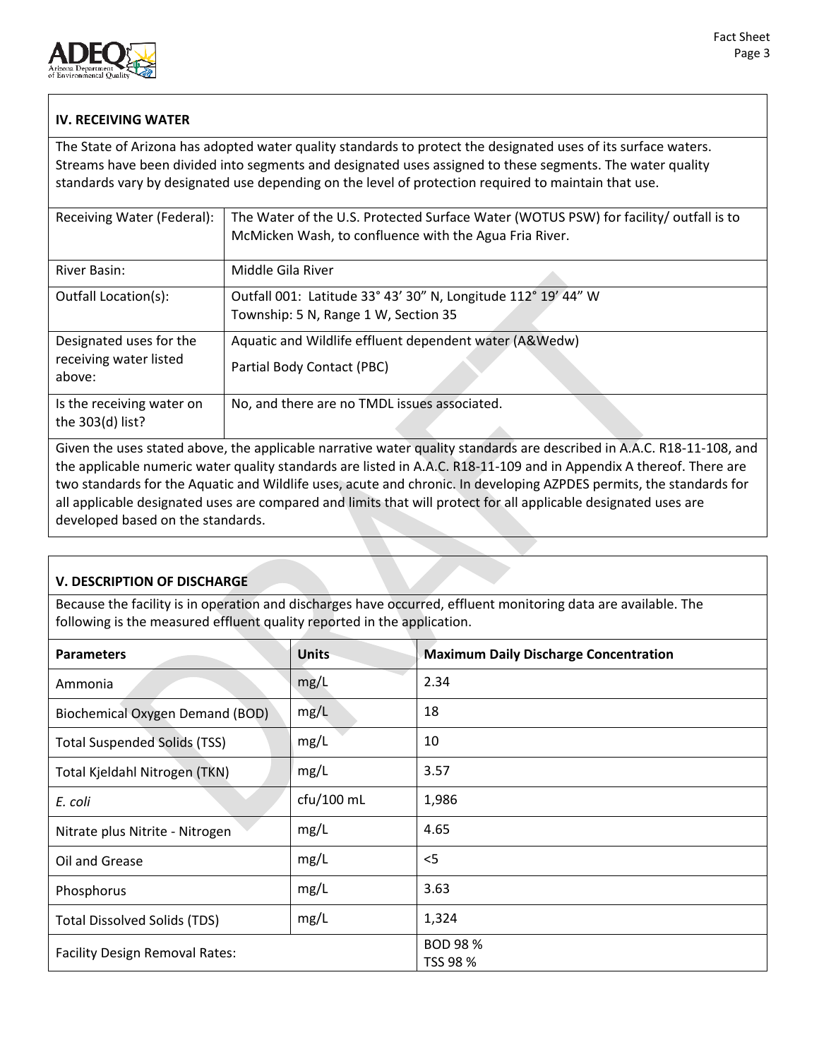## IV. RECEIVING WATER

The State of Arizona has adopted water quality standards to protect the designated uses of its surface waters. Streams have been divided into segments and designated uses assigned to these segments. The water quality standards vary by designated use depending on the level of protection required to maintain that use.

| | |
|---|---|
| Receiving Water (Federal): | The Water of the U.S. Protected Surface Water (WOTUS PSW) for facility/ outfall is to McMicken Wash, to confluence with the Agua Fria River. |
| River Basin: | Middle Gila River |
| Outfall Location(s): | Outfall 001: Latitude 33° 43' 30" N, Longitude 112° 19' 44" W<br>Township: 5 N, Range 1 W, Section 35 |
| Designated uses for the receiving water listed above: | Aquatic and Wildlife effluent dependent water (A&Wedw)<br>Partial Body Contact (PBC) |
| Is the receiving water on the 303(d) list? | No, and there are no TMDL issues associated. |

Given the uses stated above, the applicable narrative water quality standards are described in A.A.C. R18-11-108, and the applicable numeric water quality standards are listed in A.A.C. R18-11-109 and in Appendix A thereof. There are two standards for the Aquatic and Wildlife uses, acute and chronic. In developing AZPDES permits, the standards for all applicable designated uses are compared and limits that will protect for all applicable designated uses are developed based on the standards.

## V. DESCRIPTION OF DISCHARGE

Because the facility is in operation and discharges have occurred, effluent monitoring data are available. The following is the measured effluent quality reported in the application.

| Parameters | Units | Maximum Daily Discharge Concentration |
|---|---|---|
| Ammonia | mg/L | 2.34 |
| Biochemical Oxygen Demand (BOD) | mg/L | 18 |
| Total Suspended Solids (TSS) | mg/L | 10 |
| Total Kjeldahl Nitrogen (TKN) | mg/L | 3.57 |
| *E. coli* | cfu/100 mL | 1,986 |
| Nitrate plus Nitrite - Nitrogen | mg/L | 4.65 |
| Oil and Grease | mg/L | <5 |
| Phosphorus | mg/L | 3.63 |
| Total Dissolved Solids (TDS) | mg/L | 1,324 |
| Facility Design Removal Rates: | | BOD 98 %<br>TSS 98 % |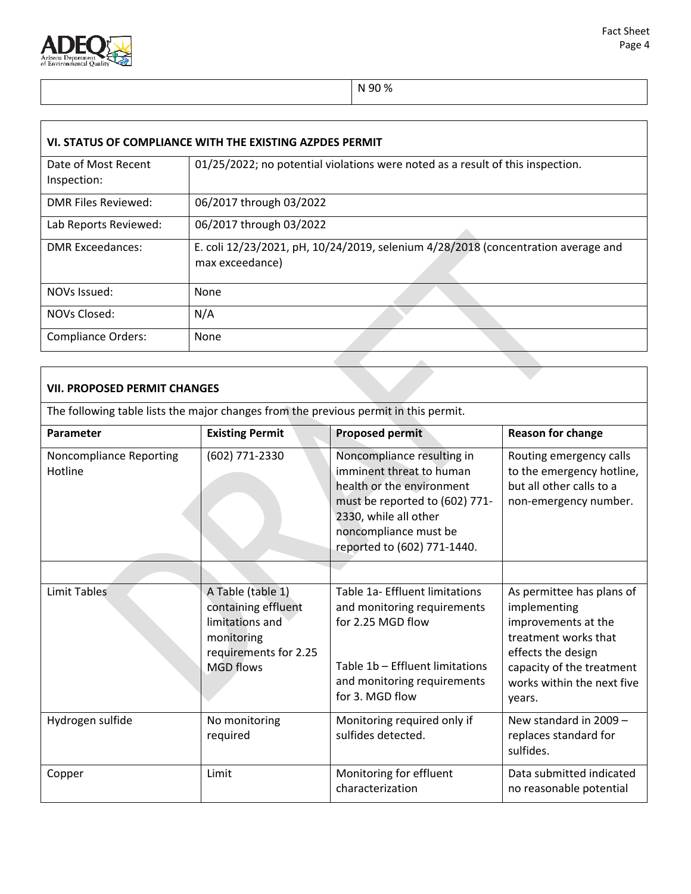| | N 90 % |
|---|---|

| VI. STATUS OF COMPLIANCE WITH THE EXISTING AZPDES PERMIT | |
|---|---|
| Date of Most Recent Inspection: | 01/25/2022; no potential violations were noted as a result of this inspection. |
| DMR Files Reviewed: | 06/2017 through 03/2022 |
| Lab Reports Reviewed: | 06/2017 through 03/2022 |
| DMR Exceedances: | E. coli 12/23/2021, pH, 10/24/2019, selenium 4/28/2018 (concentration average and max exceedance) |
| NOVs Issued: | None |
| NOVs Closed: | N/A |
| Compliance Orders: | None |

**VII. PROPOSED PERMIT CHANGES**

The following table lists the major changes from the previous permit in this permit.

| Parameter | Existing Permit | Proposed permit | Reason for change |
|---|---|---|---|
| Noncompliance Reporting Hotline | (602) 771-2330 | Noncompliance resulting in imminent threat to human health or the environment must be reported to (602) 771-2330, while all other noncompliance must be reported to (602) 771-1440. | Routing emergency calls to the emergency hotline, but all other calls to a non-emergency number. |
| | | | |
| Limit Tables | A Table (table 1) containing effluent limitations and monitoring requirements for 2.25 MGD flows | Table 1a- Effluent limitations and monitoring requirements for 2.25 MGD flow<br><br>Table 1b – Effluent limitations and monitoring requirements for 3. MGD flow | As permittee has plans of implementing improvements at the treatment works that effects the design capacity of the treatment works within the next five years. |
| Hydrogen sulfide | No monitoring required | Monitoring required only if sulfides detected. | New standard in 2009 – replaces standard for sulfides. |
| Copper | Limit | Monitoring for effluent characterization | Data submitted indicated no reasonable potential |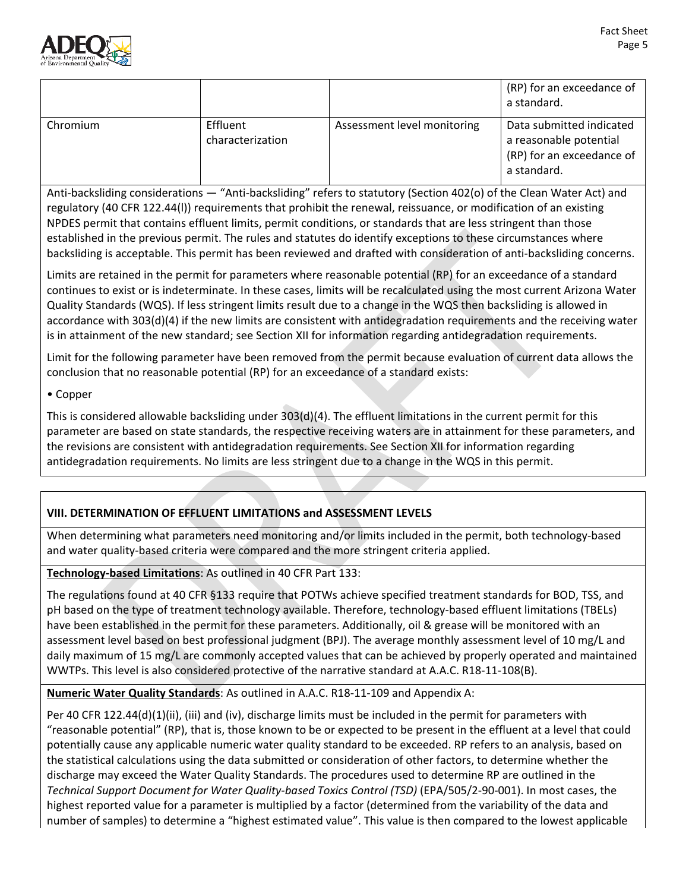| | | | (RP) for an exceedance of a standard. |
|---|---|---|---|
| Chromium | Effluent characterization | Assessment level monitoring | Data submitted indicated a reasonable potential (RP) for an exceedance of a standard. |

Anti-backsliding considerations — "Anti-backsliding" refers to statutory (Section 402(o) of the Clean Water Act) and regulatory (40 CFR 122.44(l)) requirements that prohibit the renewal, reissuance, or modification of an existing NPDES permit that contains effluent limits, permit conditions, or standards that are less stringent than those established in the previous permit. The rules and statutes do identify exceptions to these circumstances where backsliding is acceptable. This permit has been reviewed and drafted with consideration of anti-backsliding concerns.

Limits are retained in the permit for parameters where reasonable potential (RP) for an exceedance of a standard continues to exist or is indeterminate. In these cases, limits will be recalculated using the most current Arizona Water Quality Standards (WQS). If less stringent limits result due to a change in the WQS then backsliding is allowed in accordance with 303(d)(4) if the new limits are consistent with antidegradation requirements and the receiving water is in attainment of the new standard; see Section XII for information regarding antidegradation requirements.

Limit for the following parameter have been removed from the permit because evaluation of current data allows the conclusion that no reasonable potential (RP) for an exceedance of a standard exists:

- Copper

This is considered allowable backsliding under 303(d)(4). The effluent limitations in the current permit for this parameter are based on state standards, the respective receiving waters are in attainment for these parameters, and the revisions are consistent with antidegradation requirements. See Section XII for information regarding antidegradation requirements. No limits are less stringent due to a change in the WQS in this permit.

## VIII. DETERMINATION OF EFFLUENT LIMITATIONS and ASSESSMENT LEVELS

When determining what parameters need monitoring and/or limits included in the permit, both technology-based and water quality-based criteria were compared and the more stringent criteria applied.

**Technology-based Limitations**: As outlined in 40 CFR Part 133:

The regulations found at 40 CFR §133 require that POTWs achieve specified treatment standards for BOD, TSS, and pH based on the type of treatment technology available. Therefore, technology-based effluent limitations (TBELs) have been established in the permit for these parameters. Additionally, oil & grease will be monitored with an assessment level based on best professional judgment (BPJ). The average monthly assessment level of 10 mg/L and daily maximum of 15 mg/L are commonly accepted values that can be achieved by properly operated and maintained WWTPs. This level is also considered protective of the narrative standard at A.A.C. R18-11-108(B).

**Numeric Water Quality Standards**: As outlined in A.A.C. R18-11-109 and Appendix A:

Per 40 CFR 122.44(d)(1)(ii), (iii) and (iv), discharge limits must be included in the permit for parameters with "reasonable potential" (RP), that is, those known to be or expected to be present in the effluent at a level that could potentially cause any applicable numeric water quality standard to be exceeded. RP refers to an analysis, based on the statistical calculations using the data submitted or consideration of other factors, to determine whether the discharge may exceed the Water Quality Standards. The procedures used to determine RP are outlined in the *Technical Support Document for Water Quality-based Toxics Control (TSD)* (EPA/505/2-90-001). In most cases, the highest reported value for a parameter is multiplied by a factor (determined from the variability of the data and number of samples) to determine a "highest estimated value". This value is then compared to the lowest applicable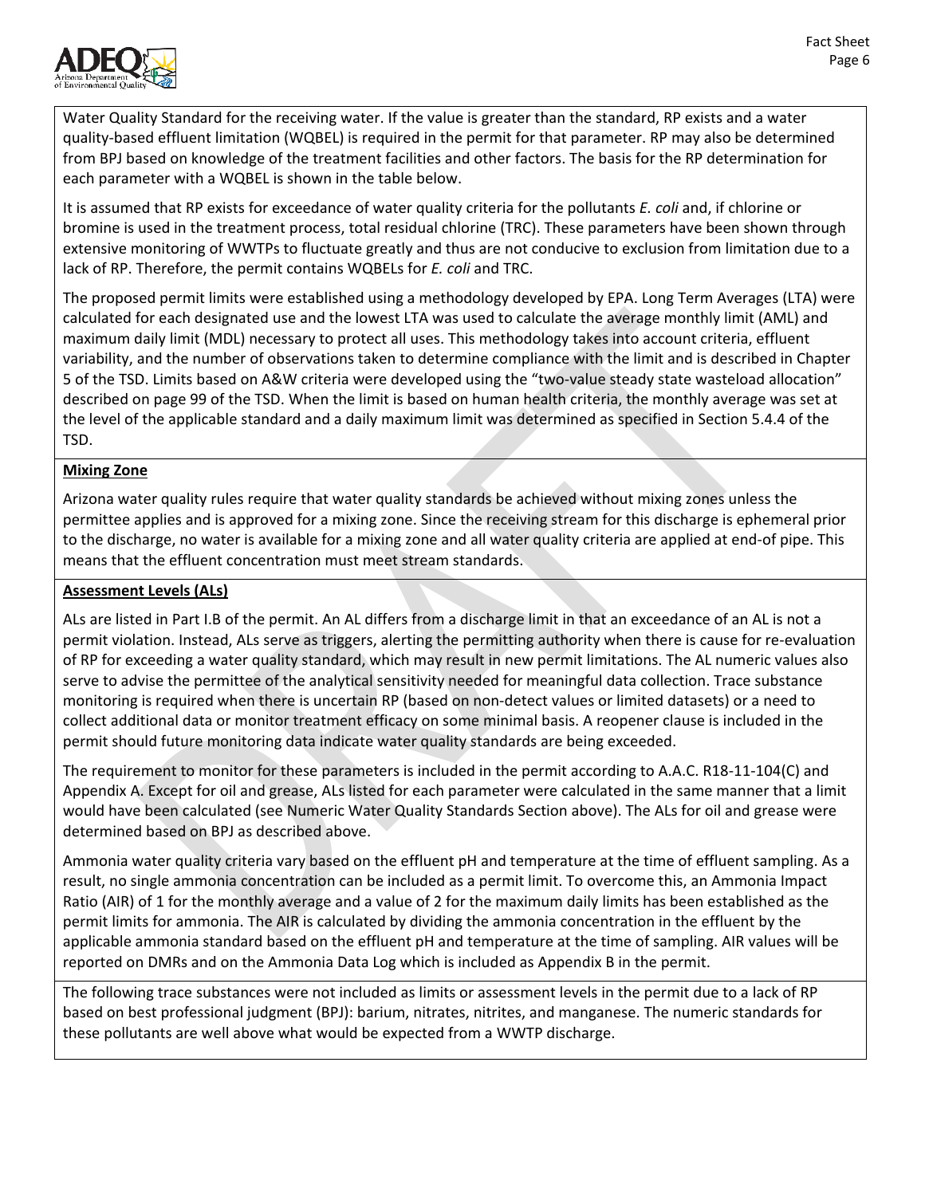Water Quality Standard for the receiving water. If the value is greater than the standard, RP exists and a water quality-based effluent limitation (WQBEL) is required in the permit for that parameter. RP may also be determined from BPJ based on knowledge of the treatment facilities and other factors. The basis for the RP determination for each parameter with a WQBEL is shown in the table below.

It is assumed that RP exists for exceedance of water quality criteria for the pollutants *E. coli* and, if chlorine or bromine is used in the treatment process, total residual chlorine (TRC). These parameters have been shown through extensive monitoring of WWTPs to fluctuate greatly and thus are not conducive to exclusion from limitation due to a lack of RP. Therefore, the permit contains WQBELs for *E. coli* and TRC.

The proposed permit limits were established using a methodology developed by EPA. Long Term Averages (LTA) were calculated for each designated use and the lowest LTA was used to calculate the average monthly limit (AML) and maximum daily limit (MDL) necessary to protect all uses. This methodology takes into account criteria, effluent variability, and the number of observations taken to determine compliance with the limit and is described in Chapter 5 of the TSD. Limits based on A&W criteria were developed using the "two-value steady state wasteload allocation" described on page 99 of the TSD. When the limit is based on human health criteria, the monthly average was set at the level of the applicable standard and a daily maximum limit was determined as specified in Section 5.4.4 of the TSD.

**Mixing Zone**

Arizona water quality rules require that water quality standards be achieved without mixing zones unless the permittee applies and is approved for a mixing zone. Since the receiving stream for this discharge is ephemeral prior to the discharge, no water is available for a mixing zone and all water quality criteria are applied at end-of pipe. This means that the effluent concentration must meet stream standards.

**Assessment Levels (ALs)**

ALs are listed in Part I.B of the permit. An AL differs from a discharge limit in that an exceedance of an AL is not a permit violation. Instead, ALs serve as triggers, alerting the permitting authority when there is cause for re-evaluation of RP for exceeding a water quality standard, which may result in new permit limitations. The AL numeric values also serve to advise the permittee of the analytical sensitivity needed for meaningful data collection. Trace substance monitoring is required when there is uncertain RP (based on non-detect values or limited datasets) or a need to collect additional data or monitor treatment efficacy on some minimal basis. A reopener clause is included in the permit should future monitoring data indicate water quality standards are being exceeded.

The requirement to monitor for these parameters is included in the permit according to A.A.C. R18-11-104(C) and Appendix A. Except for oil and grease, ALs listed for each parameter were calculated in the same manner that a limit would have been calculated (see Numeric Water Quality Standards Section above). The ALs for oil and grease were determined based on BPJ as described above.

Ammonia water quality criteria vary based on the effluent pH and temperature at the time of effluent sampling. As a result, no single ammonia concentration can be included as a permit limit. To overcome this, an Ammonia Impact Ratio (AIR) of 1 for the monthly average and a value of 2 for the maximum daily limits has been established as the permit limits for ammonia. The AIR is calculated by dividing the ammonia concentration in the effluent by the applicable ammonia standard based on the effluent pH and temperature at the time of sampling. AIR values will be reported on DMRs and on the Ammonia Data Log which is included as Appendix B in the permit.

The following trace substances were not included as limits or assessment levels in the permit due to a lack of RP based on best professional judgment (BPJ): barium, nitrates, nitrites, and manganese. The numeric standards for these pollutants are well above what would be expected from a WWTP discharge.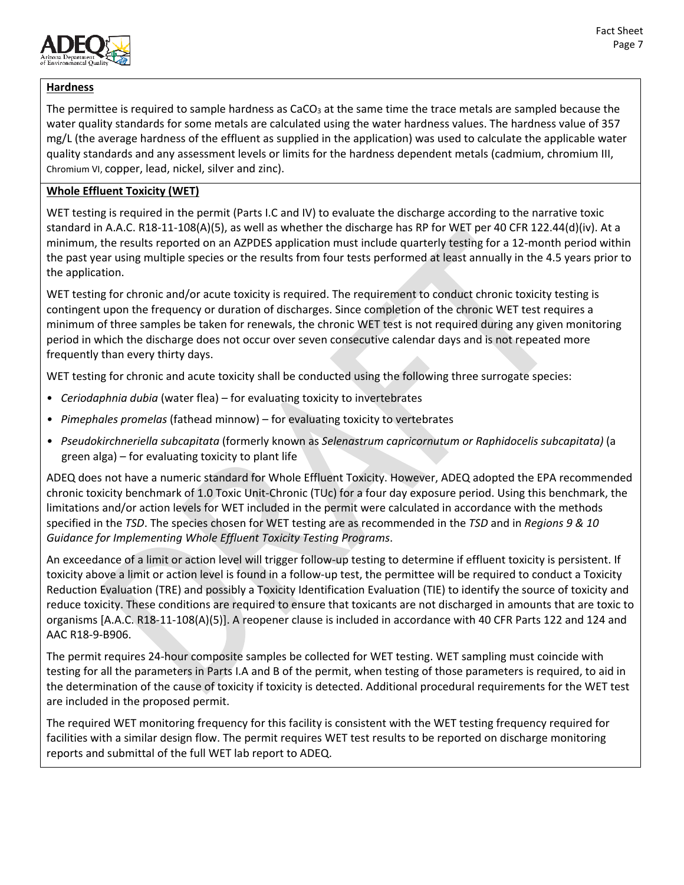**Hardness**

The permittee is required to sample hardness as $CaCO_3$ at the same time the trace metals are sampled because the water quality standards for some metals are calculated using the water hardness values. The hardness value of 357 mg/L (the average hardness of the effluent as supplied in the application) was used to calculate the applicable water quality standards and any assessment levels or limits for the hardness dependent metals (cadmium, chromium III, Chromium VI, copper, lead, nickel, silver and zinc).

**Whole Effluent Toxicity (WET)**

WET testing is required in the permit (Parts I.C and IV) to evaluate the discharge according to the narrative toxic standard in A.A.C. R18-11-108(A)(5), as well as whether the discharge has RP for WET per 40 CFR 122.44(d)(iv). At a minimum, the results reported on an AZPDES application must include quarterly testing for a 12-month period within the past year using multiple species or the results from four tests performed at least annually in the 4.5 years prior to the application.

WET testing for chronic and/or acute toxicity is required. The requirement to conduct chronic toxicity testing is contingent upon the frequency or duration of discharges. Since completion of the chronic WET test requires a minimum of three samples be taken for renewals, the chronic WET test is not required during any given monitoring period in which the discharge does not occur over seven consecutive calendar days and is not repeated more frequently than every thirty days.

WET testing for chronic and acute toxicity shall be conducted using the following three surrogate species:

- *Ceriodaphnia dubia* (water flea) – for evaluating toxicity to invertebrates
- *Pimephales promelas* (fathead minnow) – for evaluating toxicity to vertebrates
- *Pseudokirchneriella subcapitata* (formerly known as *Selenastrum capricornutum or Raphidocelis subcapitata)* (a green alga) – for evaluating toxicity to plant life

ADEQ does not have a numeric standard for Whole Effluent Toxicity. However, ADEQ adopted the EPA recommended chronic toxicity benchmark of 1.0 Toxic Unit-Chronic (TUc) for a four day exposure period. Using this benchmark, the limitations and/or action levels for WET included in the permit were calculated in accordance with the methods specified in the *TSD*. The species chosen for WET testing are as recommended in the *TSD* and in *Regions 9 & 10 Guidance for Implementing Whole Effluent Toxicity Testing Programs*.

An exceedance of a limit or action level will trigger follow-up testing to determine if effluent toxicity is persistent. If toxicity above a limit or action level is found in a follow-up test, the permittee will be required to conduct a Toxicity Reduction Evaluation (TRE) and possibly a Toxicity Identification Evaluation (TIE) to identify the source of toxicity and reduce toxicity. These conditions are required to ensure that toxicants are not discharged in amounts that are toxic to organisms [A.A.C. R18-11-108(A)(5)]. A reopener clause is included in accordance with 40 CFR Parts 122 and 124 and AAC R18-9-B906.

The permit requires 24-hour composite samples be collected for WET testing. WET sampling must coincide with testing for all the parameters in Parts I.A and B of the permit, when testing of those parameters is required, to aid in the determination of the cause of toxicity if toxicity is detected. Additional procedural requirements for the WET test are included in the proposed permit.

The required WET monitoring frequency for this facility is consistent with the WET testing frequency required for facilities with a similar design flow. The permit requires WET test results to be reported on discharge monitoring reports and submittal of the full WET lab report to ADEQ.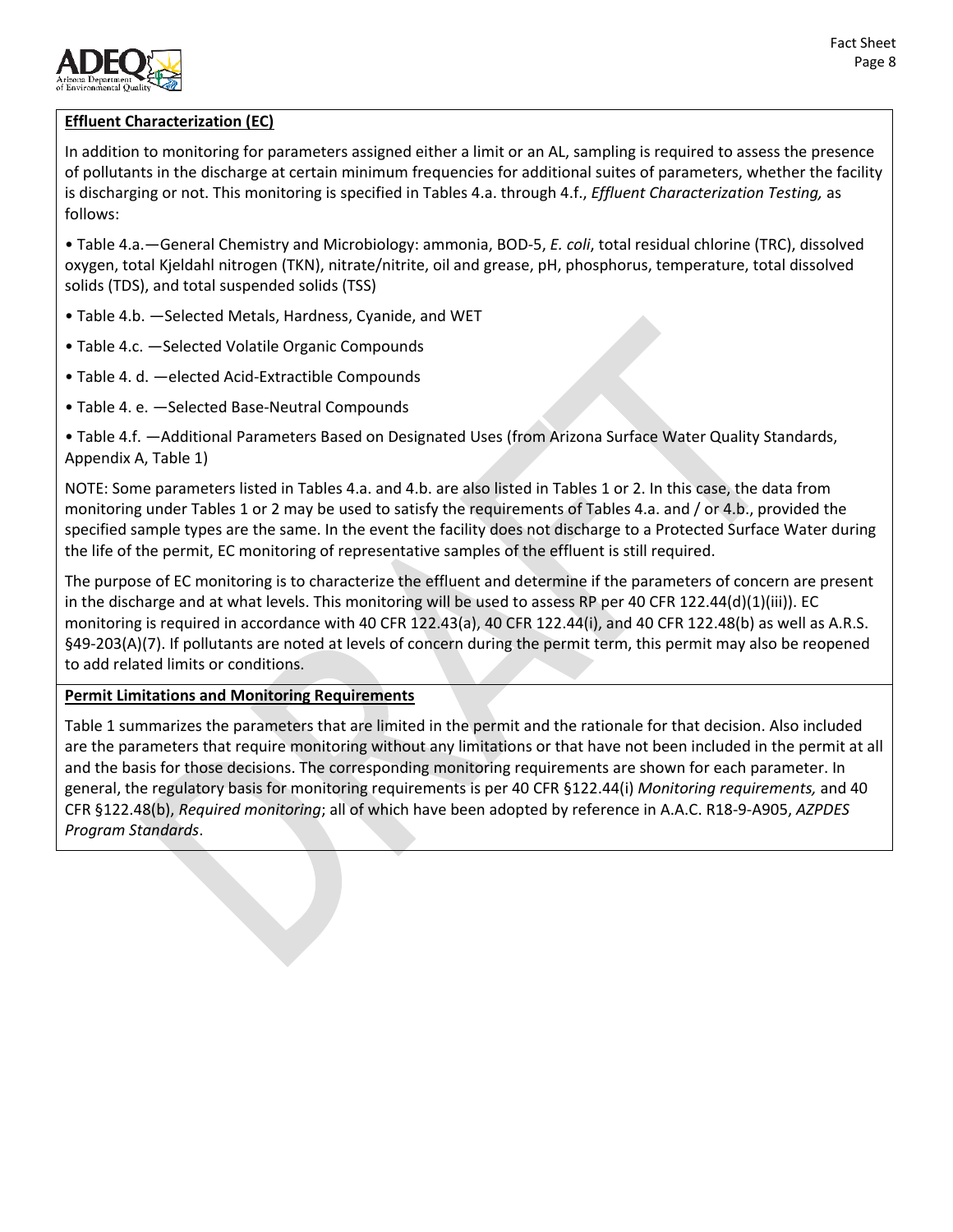**Effluent Characterization (EC)**

In addition to monitoring for parameters assigned either a limit or an AL, sampling is required to assess the presence of pollutants in the discharge at certain minimum frequencies for additional suites of parameters, whether the facility is discharging or not. This monitoring is specified in Tables 4.a. through 4.f., *Effluent Characterization Testing,* as follows:

• Table 4.a.—General Chemistry and Microbiology: ammonia, BOD-5, *E. coli*, total residual chlorine (TRC), dissolved oxygen, total Kjeldahl nitrogen (TKN), nitrate/nitrite, oil and grease, pH, phosphorus, temperature, total dissolved solids (TDS), and total suspended solids (TSS)

• Table 4.b. —Selected Metals, Hardness, Cyanide, and WET

• Table 4.c. —Selected Volatile Organic Compounds

• Table 4. d. —elected Acid-Extractible Compounds

• Table 4. e. —Selected Base-Neutral Compounds

• Table 4.f. —Additional Parameters Based on Designated Uses (from Arizona Surface Water Quality Standards, Appendix A, Table 1)

NOTE: Some parameters listed in Tables 4.a. and 4.b. are also listed in Tables 1 or 2. In this case, the data from monitoring under Tables 1 or 2 may be used to satisfy the requirements of Tables 4.a. and / or 4.b., provided the specified sample types are the same. In the event the facility does not discharge to a Protected Surface Water during the life of the permit, EC monitoring of representative samples of the effluent is still required.

The purpose of EC monitoring is to characterize the effluent and determine if the parameters of concern are present in the discharge and at what levels. This monitoring will be used to assess RP per 40 CFR 122.44(d)(1)(iii)). EC monitoring is required in accordance with 40 CFR 122.43(a), 40 CFR 122.44(i), and 40 CFR 122.48(b) as well as A.R.S. §49-203(A)(7). If pollutants are noted at levels of concern during the permit term, this permit may also be reopened to add related limits or conditions.

**Permit Limitations and Monitoring Requirements**

Table 1 summarizes the parameters that are limited in the permit and the rationale for that decision. Also included are the parameters that require monitoring without any limitations or that have not been included in the permit at all and the basis for those decisions. The corresponding monitoring requirements are shown for each parameter. In general, the regulatory basis for monitoring requirements is per 40 CFR §122.44(i) *Monitoring requirements,* and 40 CFR §122.48(b), *Required monitoring*; all of which have been adopted by reference in A.A.C. R18-9-A905, *AZPDES Program Standards*.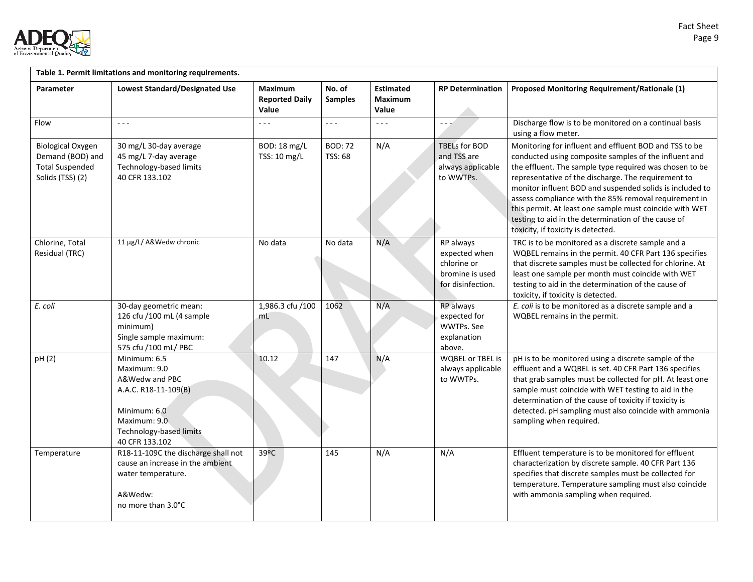| **Table 1. Permit limitations and monitoring requirements.** | | | | | | |
|---|---|---|---|---|---|---|
| **Parameter** | **Lowest Standard/Designated Use** | **Maximum Reported Daily Value** | **No. of Samples** | **Estimated Maximum Value** | **RP Determination** | **Proposed Monitoring Requirement/Rationale (1)** |
| Flow | - - - | - - - | - - - | - - - | - - - | Discharge flow is to be monitored on a continual basis using a flow meter. |
| Biological Oxygen Demand (BOD) and Total Suspended Solids (TSS) (2) | 30 mg/L 30-day average<br>45 mg/L 7-day average<br>Technology-based limits<br>40 CFR 133.102 | BOD: 18 mg/L<br>TSS: 10 mg/L | BOD: 72<br>TSS: 68 | N/A | TBELs for BOD and TSS are always applicable to WWTPs. | Monitoring for influent and effluent BOD and TSS to be conducted using composite samples of the influent and the effluent. The sample type required was chosen to be representative of the discharge. The requirement to monitor influent BOD and suspended solids is included to assess compliance with the 85% removal requirement in this permit. At least one sample must coincide with WET testing to aid in the determination of the cause of toxicity, if toxicity is detected. |
| Chlorine, Total Residual (TRC) | 11 µg/L/ A&Wedw chronic | No data | No data | N/A | RP always expected when chlorine or bromine is used for disinfection. | TRC is to be monitored as a discrete sample and a WQBEL remains in the permit. 40 CFR Part 136 specifies that discrete samples must be collected for chlorine. At least one sample per month must coincide with WET testing to aid in the determination of the cause of toxicity, if toxicity is detected. |
| *E. coli* | 30-day geometric mean:<br>126 cfu /100 mL (4 sample minimum)<br>Single sample maximum:<br>575 cfu /100 mL/ PBC | 1,986.3 cfu /100 mL | 1062 | N/A | RP always expected for WWTPs. See explanation above. | *E. coli* is to be monitored as a discrete sample and a WQBEL remains in the permit. |
| pH (2) | Minimum: 6.5<br>Maximum: 9.0<br>A&Wedw and PBC<br>A.A.C. R18-11-109(B)<br><br>Minimum: 6.0<br>Maximum: 9.0<br>Technology-based limits<br>40 CFR 133.102 | 10.12 | 147 | N/A | WQBEL or TBEL is always applicable to WWTPs. | pH is to be monitored using a discrete sample of the effluent and a WQBEL is set. 40 CFR Part 136 specifies that grab samples must be collected for pH. At least one sample must coincide with WET testing to aid in the determination of the cause of toxicity if toxicity is detected. pH sampling must also coincide with ammonia sampling when required. |
| Temperature | R18-11-109C the discharge shall not cause an increase in the ambient water temperature.<br><br>A&Wedw:<br>no more than 3.0°C | 39ºC | 145 | N/A | N/A | Effluent temperature is to be monitored for effluent characterization by discrete sample. 40 CFR Part 136 specifies that discrete samples must be collected for temperature. Temperature sampling must also coincide with ammonia sampling when required. |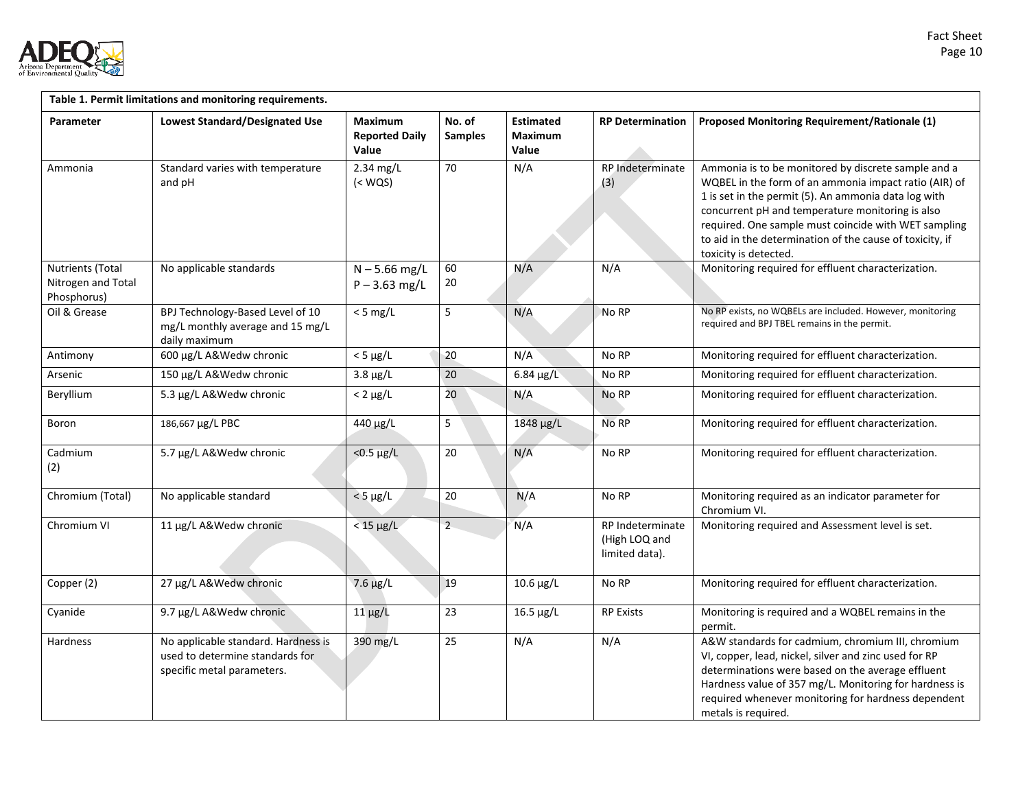| Table 1. Permit limitations and monitoring requirements. | | | | | | |
|---|---|---|---|---|---|---|
| **Parameter** | **Lowest Standard/Designated Use** | **Maximum Reported Daily Value** | **No. of Samples** | **Estimated Maximum Value** | **RP Determination** | **Proposed Monitoring Requirement/Rationale (1)** |
| Ammonia | Standard varies with temperature and pH | 2.34 mg/L (< WQS) | 70 | N/A | RP Indeterminate (3) | Ammonia is to be monitored by discrete sample and a WQBEL in the form of an ammonia impact ratio (AIR) of 1 is set in the permit (5). An ammonia data log with concurrent pH and temperature monitoring is also required. One sample must coincide with WET sampling to aid in the determination of the cause of toxicity, if toxicity is detected. |
| Nutrients (Total Nitrogen and Total Phosphorus) | No applicable standards | N – 5.66 mg/L<br>P – 3.63 mg/L | 60<br>20 | N/A | N/A | Monitoring required for effluent characterization. |
| Oil & Grease | BPJ Technology-Based Level of 10 mg/L monthly average and 15 mg/L daily maximum | < 5 mg/L | 5 | N/A | No RP | No RP exists, no WQBELs are included. However, monitoring required and BPJ TBEL remains in the permit. |
| Antimony | 600 µg/L A&Wedw chronic | < 5 µg/L | 20 | N/A | No RP | Monitoring required for effluent characterization. |
| Arsenic | 150 µg/L A&Wedw chronic | 3.8 µg/L | 20 | 6.84 µg/L | No RP | Monitoring required for effluent characterization. |
| Beryllium | 5.3 µg/L A&Wedw chronic | < 2 µg/L | 20 | N/A | No RP | Monitoring required for effluent characterization. |
| Boron | 186,667 µg/L PBC | 440 µg/L | 5 | 1848 µg/L | No RP | Monitoring required for effluent characterization. |
| Cadmium (2) | 5.7 µg/L A&Wedw chronic | <0.5 µg/L | 20 | N/A | No RP | Monitoring required for effluent characterization. |
| Chromium (Total) | No applicable standard | < 5 µg/L | 20 | N/A | No RP | Monitoring required as an indicator parameter for Chromium VI. |
| Chromium VI | 11 µg/L A&Wedw chronic | < 15 µg/L | 2 | N/A | RP Indeterminate (High LOQ and limited data). | Monitoring required and Assessment level is set. |
| Copper (2) | 27 µg/L A&Wedw chronic | 7.6 µg/L | 19 | 10.6 µg/L | No RP | Monitoring required for effluent characterization. |
| Cyanide | 9.7 µg/L A&Wedw chronic | 11 µg/L | 23 | 16.5 µg/L | RP Exists | Monitoring is required and a WQBEL remains in the permit. |
| Hardness | No applicable standard. Hardness is used to determine standards for specific metal parameters. | 390 mg/L | 25 | N/A | N/A | A&W standards for cadmium, chromium III, chromium VI, copper, lead, nickel, silver and zinc used for RP determinations were based on the average effluent Hardness value of 357 mg/L. Monitoring for hardness is required whenever monitoring for hardness dependent metals is required. |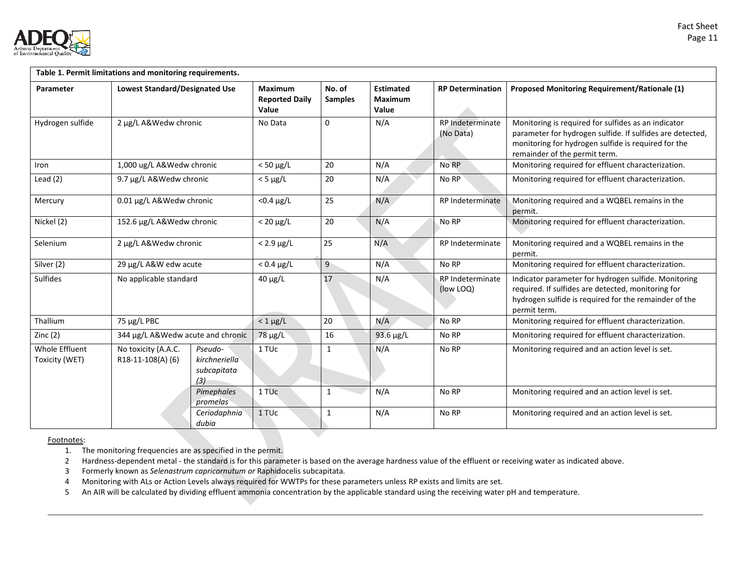**Table 1. Permit limitations and monitoring requirements.**

| Parameter | Lowest Standard/Designated Use | | Maximum Reported Daily Value | No. of Samples | Estimated Maximum Value | RP Determination | Proposed Monitoring Requirement/Rationale (1) |
|---|---|---|---|---|---|---|---|
| Hydrogen sulfide | 2 µg/L A&Wedw chronic | | No Data | 0 | N/A | RP Indeterminate (No Data) | Monitoring is required for sulfides as an indicator parameter for hydrogen sulfide. If sulfides are detected, monitoring for hydrogen sulfide is required for the remainder of the permit term. |
| Iron | 1,000 ug/L A&Wedw chronic | | < 50 µg/L | 20 | N/A | No RP | Monitoring required for effluent characterization. |
| Lead (2) | 9.7 µg/L A&Wedw chronic | | < 5 µg/L | 20 | N/A | No RP | Monitoring required for effluent characterization. |
| Mercury | 0.01 µg/L A&Wedw chronic | | <0.4 µg/L | 25 | N/A | RP Indeterminate | Monitoring required and a WQBEL remains in the permit. |
| Nickel (2) | 152.6 µg/L A&Wedw chronic | | < 20 µg/L | 20 | N/A | No RP | Monitoring required for effluent characterization. |
| Selenium | 2 µg/L A&Wedw chronic | | < 2.9 µg/L | 25 | N/A | RP Indeterminate | Monitoring required and a WQBEL remains in the permit. |
| Silver (2) | 29 µg/L A&W edw acute | | < 0.4 µg/L | 9 | N/A | No RP | Monitoring required for effluent characterization. |
| Sulfides | No applicable standard | | 40 µg/L | 17 | N/A | RP Indeterminate (low LOQ) | Indicator parameter for hydrogen sulfide. Monitoring required. If sulfides are detected, monitoring for hydrogen sulfide is required for the remainder of the permit term. |
| Thallium | 75 µg/L PBC | | < 1 µg/L | 20 | N/A | No RP | Monitoring required for effluent characterization. |
| Zinc (2) | 344 µg/L A&Wedw acute and chronic | | 78 µg/L | 16 | 93.6 µg/L | No RP | Monitoring required for effluent characterization. |
| Whole Effluent Toxicity (WET) | No toxicity (A.A.C. R18-11-108(A) (6) | *Pseudo-kirchneriella subcapitata (3)* | 1 TUc | 1 | N/A | No RP | Monitoring required and an action level is set. |
| | | *Pimephales promelas* | 1 TUc | 1 | N/A | No RP | Monitoring required and an action level is set. |
| | | *Ceriodaphnia dubia* | 1 TUc | 1 | N/A | No RP | Monitoring required and an action level is set. |

Footnotes:

1. The monitoring frequencies are as specified in the permit.
2. Hardness-dependent metal - the standard is for this parameter is based on the average hardness value of the effluent or receiving water as indicated above.
3. Formerly known as *Selenastrum capricornutum or* Raphidocelis subcapitata.
4. Monitoring with ALs or Action Levels always required for WWTPs for these parameters unless RP exists and limits are set.
5. An AIR will be calculated by dividing effluent ammonia concentration by the applicable standard using the receiving water pH and temperature.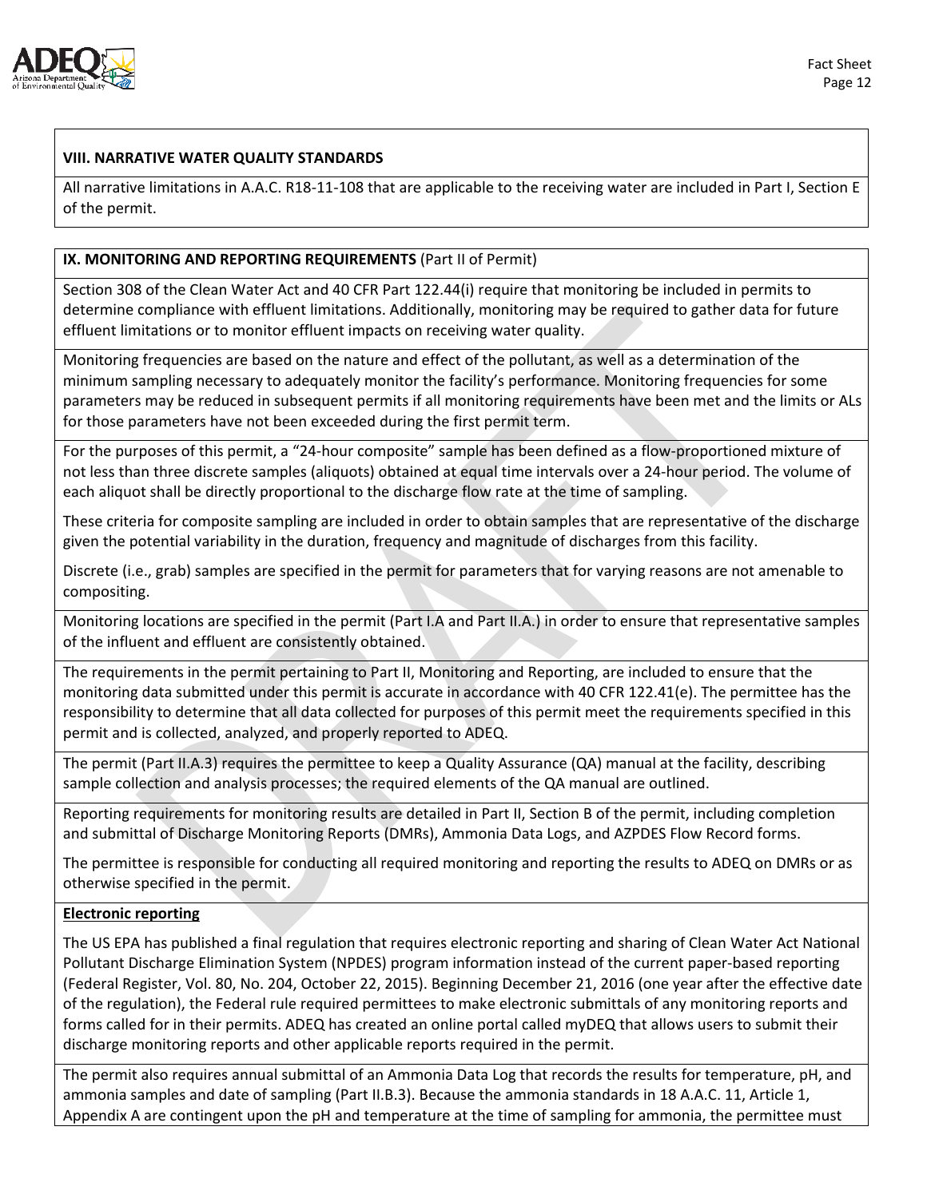## VIII. NARRATIVE WATER QUALITY STANDARDS

All narrative limitations in A.A.C. R18-11-108 that are applicable to the receiving water are included in Part I, Section E of the permit.

## IX. MONITORING AND REPORTING REQUIREMENTS (Part II of Permit)

Section 308 of the Clean Water Act and 40 CFR Part 122.44(i) require that monitoring be included in permits to determine compliance with effluent limitations. Additionally, monitoring may be required to gather data for future effluent limitations or to monitor effluent impacts on receiving water quality.

Monitoring frequencies are based on the nature and effect of the pollutant, as well as a determination of the minimum sampling necessary to adequately monitor the facility's performance. Monitoring frequencies for some parameters may be reduced in subsequent permits if all monitoring requirements have been met and the limits or ALs for those parameters have not been exceeded during the first permit term.

For the purposes of this permit, a "24-hour composite" sample has been defined as a flow-proportioned mixture of not less than three discrete samples (aliquots) obtained at equal time intervals over a 24-hour period. The volume of each aliquot shall be directly proportional to the discharge flow rate at the time of sampling.

These criteria for composite sampling are included in order to obtain samples that are representative of the discharge given the potential variability in the duration, frequency and magnitude of discharges from this facility.

Discrete (i.e., grab) samples are specified in the permit for parameters that for varying reasons are not amenable to compositing.

Monitoring locations are specified in the permit (Part I.A and Part II.A.) in order to ensure that representative samples of the influent and effluent are consistently obtained.

The requirements in the permit pertaining to Part II, Monitoring and Reporting, are included to ensure that the monitoring data submitted under this permit is accurate in accordance with 40 CFR 122.41(e). The permittee has the responsibility to determine that all data collected for purposes of this permit meet the requirements specified in this permit and is collected, analyzed, and properly reported to ADEQ.

The permit (Part II.A.3) requires the permittee to keep a Quality Assurance (QA) manual at the facility, describing sample collection and analysis processes; the required elements of the QA manual are outlined.

Reporting requirements for monitoring results are detailed in Part II, Section B of the permit, including completion and submittal of Discharge Monitoring Reports (DMRs), Ammonia Data Logs, and AZPDES Flow Record forms.

The permittee is responsible for conducting all required monitoring and reporting the results to ADEQ on DMRs or as otherwise specified in the permit.

### Electronic reporting

The US EPA has published a final regulation that requires electronic reporting and sharing of Clean Water Act National Pollutant Discharge Elimination System (NPDES) program information instead of the current paper-based reporting (Federal Register, Vol. 80, No. 204, October 22, 2015). Beginning December 21, 2016 (one year after the effective date of the regulation), the Federal rule required permittees to make electronic submittals of any monitoring reports and forms called for in their permits. ADEQ has created an online portal called myDEQ that allows users to submit their discharge monitoring reports and other applicable reports required in the permit.

The permit also requires annual submittal of an Ammonia Data Log that records the results for temperature, pH, and ammonia samples and date of sampling (Part II.B.3). Because the ammonia standards in 18 A.A.C. 11, Article 1, Appendix A are contingent upon the pH and temperature at the time of sampling for ammonia, the permittee must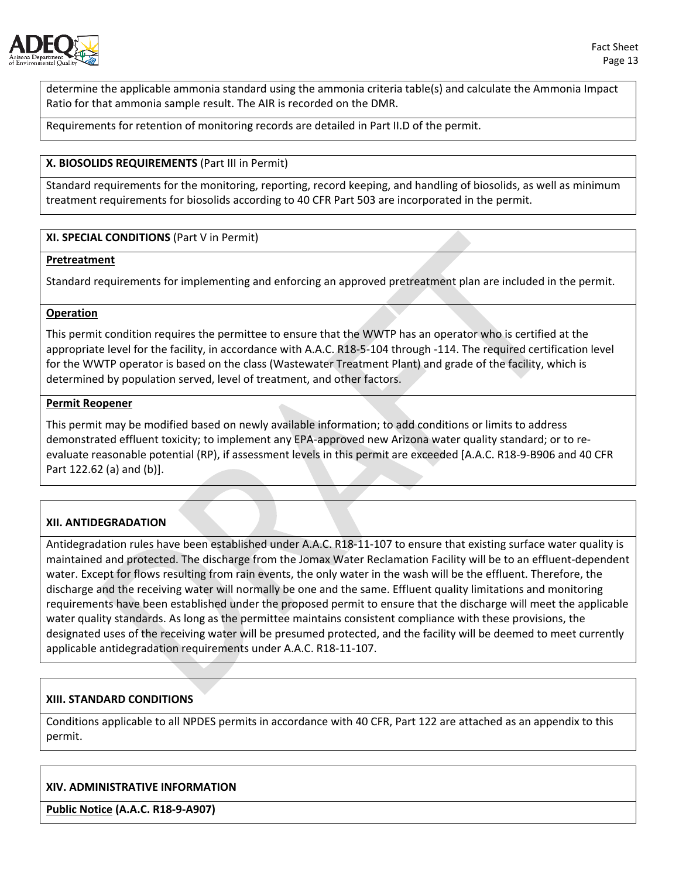determine the applicable ammonia standard using the ammonia criteria table(s) and calculate the Ammonia Impact Ratio for that ammonia sample result. The AIR is recorded on the DMR.

Requirements for retention of monitoring records are detailed in Part II.D of the permit.

## X. BIOSOLIDS REQUIREMENTS (Part III in Permit)

Standard requirements for the monitoring, reporting, record keeping, and handling of biosolids, as well as minimum treatment requirements for biosolids according to 40 CFR Part 503 are incorporated in the permit.

## XI. SPECIAL CONDITIONS (Part V in Permit)

**Pretreatment**

Standard requirements for implementing and enforcing an approved pretreatment plan are included in the permit.

**Operation**

This permit condition requires the permittee to ensure that the WWTP has an operator who is certified at the appropriate level for the facility, in accordance with A.A.C. R18-5-104 through -114. The required certification level for the WWTP operator is based on the class (Wastewater Treatment Plant) and grade of the facility, which is determined by population served, level of treatment, and other factors.

**Permit Reopener**

This permit may be modified based on newly available information; to add conditions or limits to address demonstrated effluent toxicity; to implement any EPA-approved new Arizona water quality standard; or to re-evaluate reasonable potential (RP), if assessment levels in this permit are exceeded [A.A.C. R18-9-B906 and 40 CFR Part 122.62 (a) and (b)].

## XII. ANTIDEGRADATION

Antidegradation rules have been established under A.A.C. R18-11-107 to ensure that existing surface water quality is maintained and protected. The discharge from the Jomax Water Reclamation Facility will be to an effluent-dependent water. Except for flows resulting from rain events, the only water in the wash will be the effluent. Therefore, the discharge and the receiving water will normally be one and the same. Effluent quality limitations and monitoring requirements have been established under the proposed permit to ensure that the discharge will meet the applicable water quality standards. As long as the permittee maintains consistent compliance with these provisions, the designated uses of the receiving water will be presumed protected, and the facility will be deemed to meet currently applicable antidegradation requirements under A.A.C. R18-11-107.

## XIII. STANDARD CONDITIONS

Conditions applicable to all NPDES permits in accordance with 40 CFR, Part 122 are attached as an appendix to this permit.

## XIV. ADMINISTRATIVE INFORMATION

**Public Notice (A.A.C. R18-9-A907)**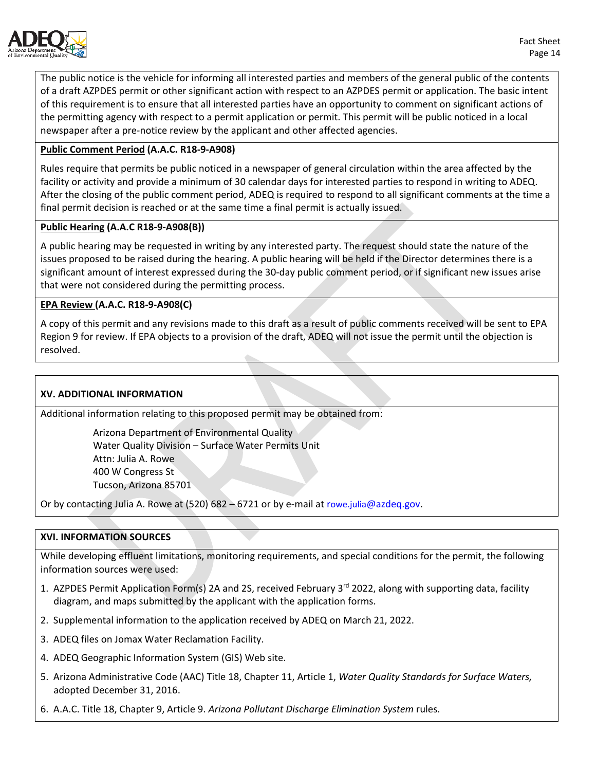The public notice is the vehicle for informing all interested parties and members of the general public of the contents of a draft AZPDES permit or other significant action with respect to an AZPDES permit or application. The basic intent of this requirement is to ensure that all interested parties have an opportunity to comment on significant actions of the permitting agency with respect to a permit application or permit. This permit will be public noticed in a local newspaper after a pre-notice review by the applicant and other affected agencies.

**Public Comment Period (A.A.C. R18-9-A908)**

Rules require that permits be public noticed in a newspaper of general circulation within the area affected by the facility or activity and provide a minimum of 30 calendar days for interested parties to respond in writing to ADEQ. After the closing of the public comment period, ADEQ is required to respond to all significant comments at the time a final permit decision is reached or at the same time a final permit is actually issued.

**Public Hearing (A.A.C R18-9-A908(B))**

A public hearing may be requested in writing by any interested party. The request should state the nature of the issues proposed to be raised during the hearing. A public hearing will be held if the Director determines there is a significant amount of interest expressed during the 30-day public comment period, or if significant new issues arise that were not considered during the permitting process.

**EPA Review (A.A.C. R18-9-A908(C)**

A copy of this permit and any revisions made to this draft as a result of public comments received will be sent to EPA Region 9 for review. If EPA objects to a provision of the draft, ADEQ will not issue the permit until the objection is resolved.

## XV. ADDITIONAL INFORMATION

Additional information relating to this proposed permit may be obtained from:

Arizona Department of Environmental Quality
Water Quality Division – Surface Water Permits Unit
Attn: Julia A. Rowe
400 W Congress St
Tucson, Arizona 85701

Or by contacting Julia A. Rowe at (520) 682 – 6721 or by e-mail at rowe.julia@azdeq.gov.

## XVI. INFORMATION SOURCES

While developing effluent limitations, monitoring requirements, and special conditions for the permit, the following information sources were used:

1. AZPDES Permit Application Form(s) 2A and 2S, received February 3rd 2022, along with supporting data, facility diagram, and maps submitted by the applicant with the application forms.
2. Supplemental information to the application received by ADEQ on March 21, 2022.
3. ADEQ files on Jomax Water Reclamation Facility.
4. ADEQ Geographic Information System (GIS) Web site.
5. Arizona Administrative Code (AAC) Title 18, Chapter 11, Article 1, *Water Quality Standards for Surface Waters,* adopted December 31, 2016.
6. A.A.C. Title 18, Chapter 9, Article 9. *Arizona Pollutant Discharge Elimination System* rules.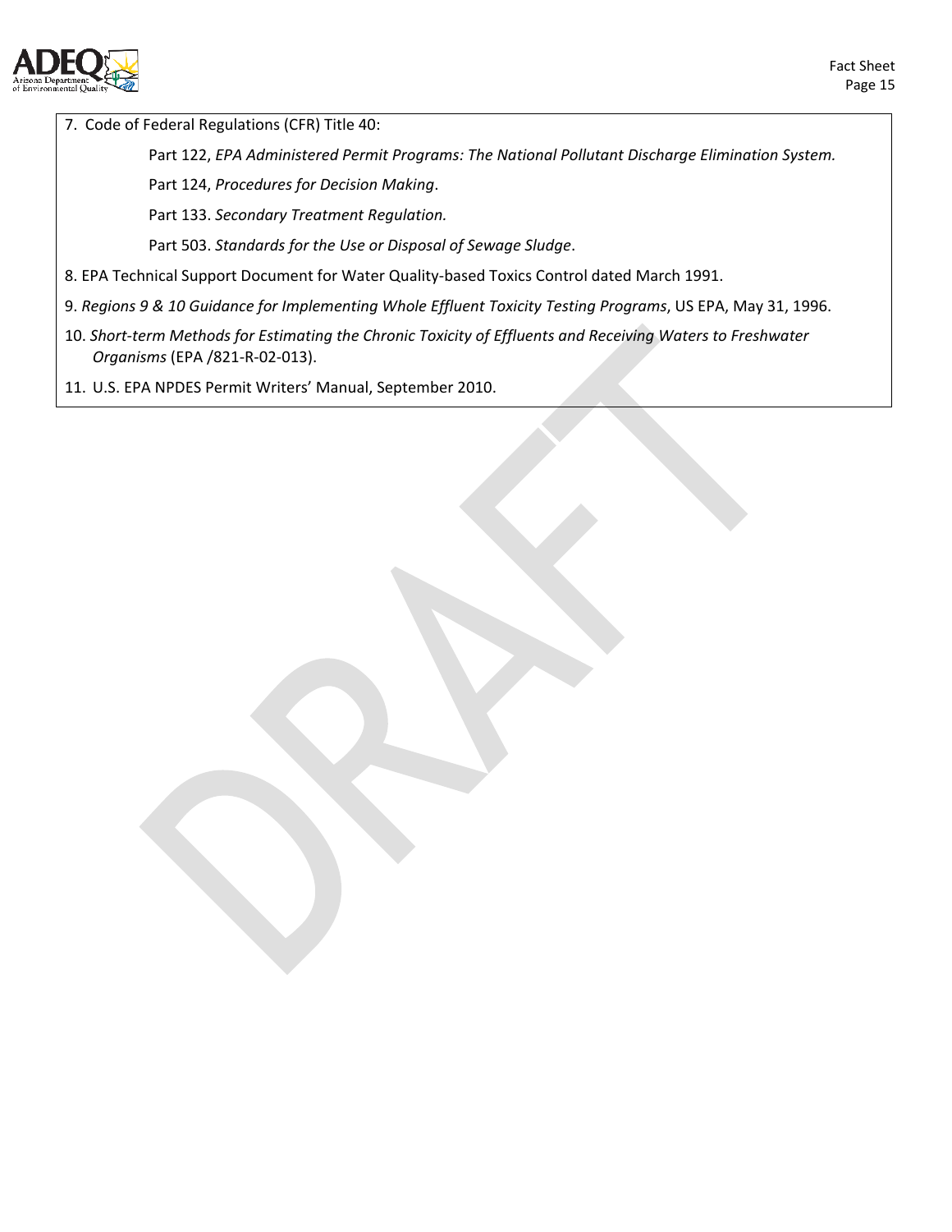7. Code of Federal Regulations (CFR) Title 40:

   Part 122, *EPA Administered Permit Programs: The National Pollutant Discharge Elimination System.*

   Part 124, *Procedures for Decision Making*.

   Part 133. *Secondary Treatment Regulation.*

   Part 503. *Standards for the Use or Disposal of Sewage Sludge*.

8. EPA Technical Support Document for Water Quality-based Toxics Control dated March 1991.

9. *Regions 9 & 10 Guidance for Implementing Whole Effluent Toxicity Testing Programs*, US EPA, May 31, 1996.

10. *Short-term Methods for Estimating the Chronic Toxicity of Effluents and Receiving Waters to Freshwater Organisms* (EPA /821-R-02-013).

11. U.S. EPA NPDES Permit Writers' Manual, September 2010.